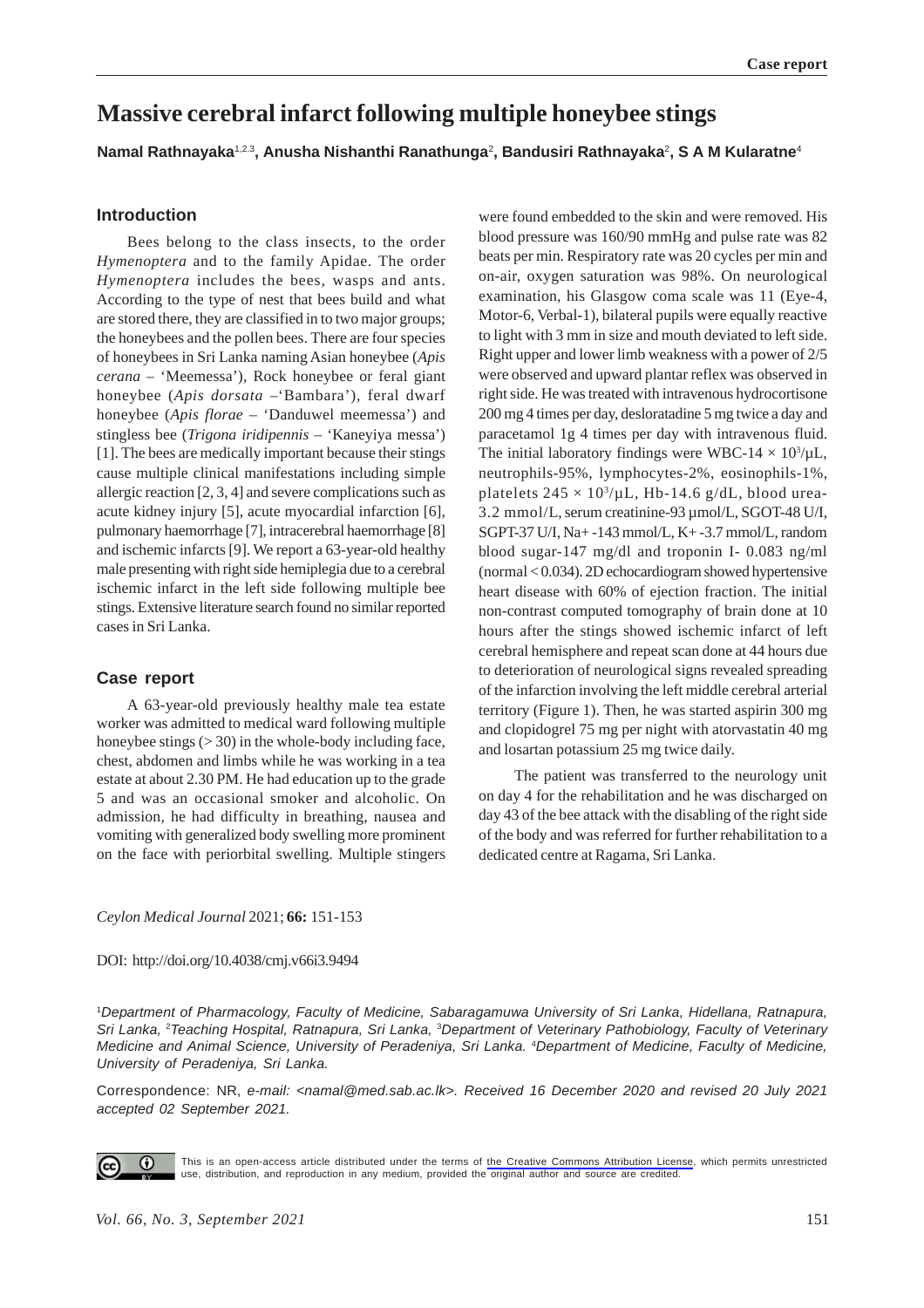Case report

# Massive cerebral infarct following multiple honeybee stings

**Namal Rathnayaka[1,2,3], Anusha Nishanthi Ranathunga[2], Bandusiri Rathnayaka[2], S A M Kularatne[4]**

## Introduction

Bees belong to the class insects, to the order *Hymenoptera* and to the family Apidae. The order *Hymenoptera* includes the bees, wasps and ants. According to the type of nest that bees build and what are stored there, they are classified in to two major groups; the honeybees and the pollen bees. There are four species of honeybees in Sri Lanka naming Asian honeybee (*Apis cerana* – 'Meemessa'), Rock honeybee or feral giant honeybee (*Apis dorsata* –'Bambara'), feral dwarf honeybee (*Apis florae* – 'Danduwel meemessa') and stingless bee (*Trigona iridipennis* – 'Kaneyiya messa') [1]. The bees are medically important because their stings cause multiple clinical manifestations including simple allergic reaction [2, 3, 4] and severe complications such as acute kidney injury [5], acute myocardial infarction [6], pulmonary haemorrhage [7], intracerebral haemorrhage [8] and ischemic infarcts [9]. We report a 63-year-old healthy male presenting with right side hemiplegia due to a cerebral ischemic infarct in the left side following multiple bee stings. Extensive literature search found no similar reported cases in Sri Lanka.

## Case report

A 63-year-old previously healthy male tea estate worker was admitted to medical ward following multiple honeybee stings (> 30) in the whole-body including face, chest, abdomen and limbs while he was working in a tea estate at about 2.30 PM. He had education up to the grade 5 and was an occasional smoker and alcoholic. On admission, he had difficulty in breathing, nausea and vomiting with generalized body swelling more prominent on the face with periorbital swelling. Multiple stingers were found embedded to the skin and were removed. His blood pressure was 160/90 mmHg and pulse rate was 82 beats per min. Respiratory rate was 20 cycles per min and on-air, oxygen saturation was 98%. On neurological examination, his Glasgow coma scale was 11 (Eye-4, Motor-6, Verbal-1), bilateral pupils were equally reactive to light with 3 mm in size and mouth deviated to left side. Right upper and lower limb weakness with a power of 2/5 were observed and upward plantar reflex was observed in right side. He was treated with intravenous hydrocortisone 200 mg 4 times per day, desloratadine 5 mg twice a day and paracetamol 1g 4 times per day with intravenous fluid. The initial laboratory findings were WBC-14 $\times 10^3/\mu L$, neutrophils-95%, lymphocytes-2%, eosinophils-1%, platelets $245 \times 10^3/\mu L$, Hb-14.6 g/dL, blood urea-3.2 mmol/L, serum creatinine-93 µmol/L, SGOT-48 U/I, SGPT-37 U/I, Na+ -143 mmol/L, K+ -3.7 mmol/L, random blood sugar-147 mg/dl and troponin I- 0.083 ng/ml (normal < 0.034). 2D echocardiogram showed hypertensive heart disease with 60% of ejection fraction. The initial non-contrast computed tomography of brain done at 10 hours after the stings showed ischemic infarct of left cerebral hemisphere and repeat scan done at 44 hours due to deterioration of neurological signs revealed spreading of the infarction involving the left middle cerebral arterial territory (Figure 1). Then, he was started aspirin 300 mg and clopidogrel 75 mg per night with atorvastatin 40 mg and losartan potassium 25 mg twice daily.

The patient was transferred to the neurology unit on day 4 for the rehabilitation and he was discharged on day 43 of the bee attack with the disabling of the right side of the body and was referred for further rehabilitation to a dedicated centre at Ragama, Sri Lanka.

*Ceylon Medical Journal* 2021; **66:** 151-153

DOI: http://doi.org/10.4038/cmj.v66i3.9494

[1]*Department of Pharmacology, Faculty of Medicine, Sabaragamuwa University of Sri Lanka, Hidellana, Ratnapura, Sri Lanka,* [2]*Teaching Hospital, Ratnapura, Sri Lanka,* [3]*Department of Veterinary Pathobiology, Faculty of Veterinary Medicine and Animal Science, University of Peradeniya, Sri Lanka.* [4]*Department of Medicine, Faculty of Medicine, University of Peradeniya, Sri Lanka.*

Correspondence: NR, *e-mail: <namal@med.sab.ac.lk>. Received 16 December 2020 and revised 20 July 2021 accepted 02 September 2021.*

This is an open-access article distributed under the terms of the Creative Commons Attribution License, which permits unrestricted use, distribution, and reproduction in any medium, provided the original author and source are credited.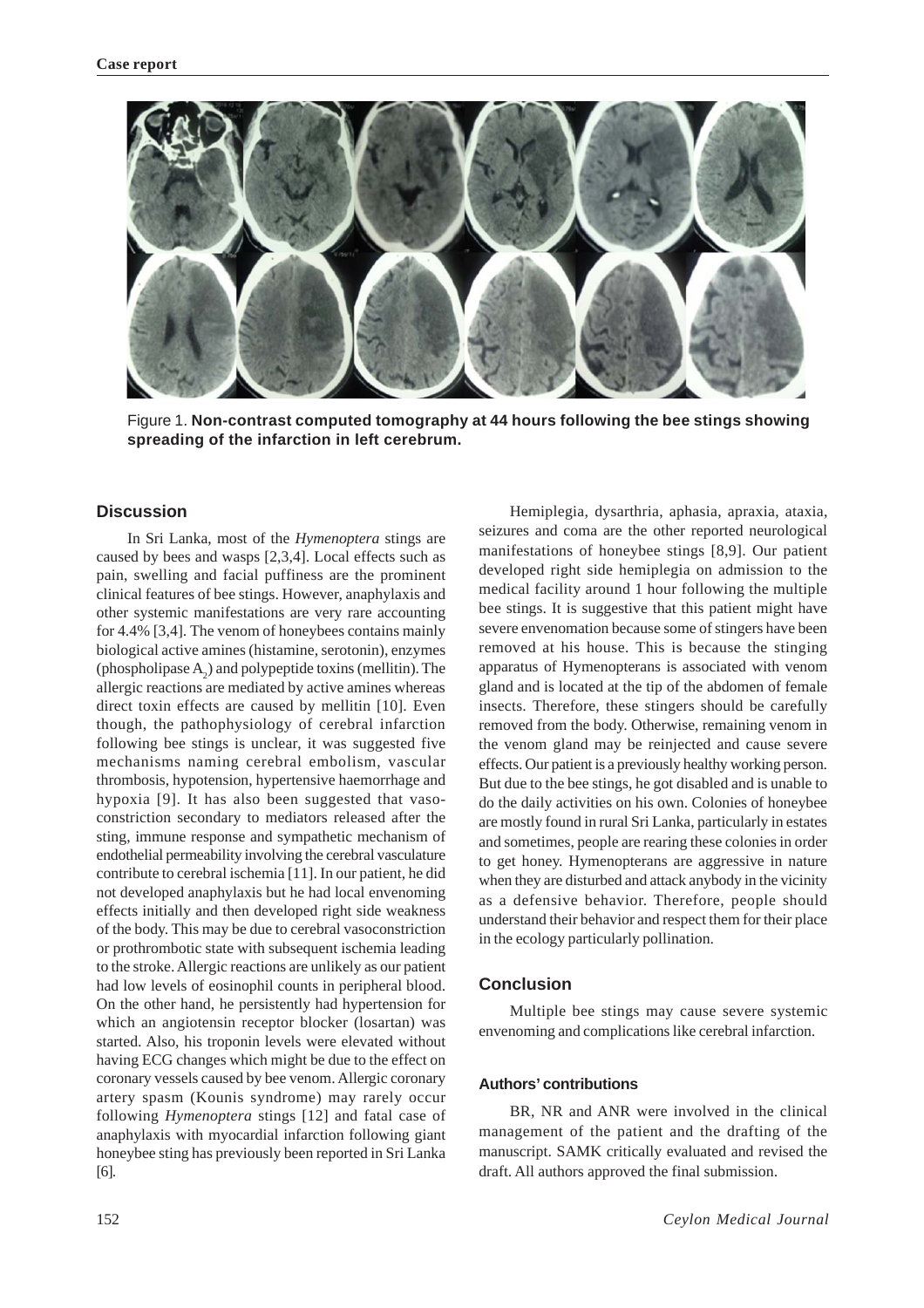Figure 1. **Non-contrast computed tomography at 44 hours following the bee stings showing spreading of the infarction in left cerebrum.**

## Discussion

In Sri Lanka, most of the *Hymenoptera* stings are caused by bees and wasps [2,3,4]. Local effects such as pain, swelling and facial puffiness are the prominent clinical features of bee stings. However, anaphylaxis and other systemic manifestations are very rare accounting for 4.4% [3,4]. The venom of honeybees contains mainly biological active amines (histamine, serotonin), enzymes (phospholipase $A_2$) and polypeptide toxins (mellitin). The allergic reactions are mediated by active amines whereas direct toxin effects are caused by mellitin [10]. Even though, the pathophysiology of cerebral infarction following bee stings is unclear, it was suggested five mechanisms naming cerebral embolism, vascular thrombosis, hypotension, hypertensive haemorrhage and hypoxia [9]. It has also been suggested that vaso-constriction secondary to mediators released after the sting, immune response and sympathetic mechanism of endothelial permeability involving the cerebral vasculature contribute to cerebral ischemia [11]. In our patient, he did not developed anaphylaxis but he had local envenoming effects initially and then developed right side weakness of the body. This may be due to cerebral vasoconstriction or prothrombotic state with subsequent ischemia leading to the stroke. Allergic reactions are unlikely as our patient had low levels of eosinophil counts in peripheral blood. On the other hand, he persistently had hypertension for which an angiotensin receptor blocker (losartan) was started. Also, his troponin levels were elevated without having ECG changes which might be due to the effect on coronary vessels caused by bee venom. Allergic coronary artery spasm (Kounis syndrome) may rarely occur following *Hymenoptera* stings [12] and fatal case of anaphylaxis with myocardial infarction following giant honeybee sting has previously been reported in Sri Lanka [6].

Hemiplegia, dysarthria, aphasia, apraxia, ataxia, seizures and coma are the other reported neurological manifestations of honeybee stings [8,9]. Our patient developed right side hemiplegia on admission to the medical facility around 1 hour following the multiple bee stings. It is suggestive that this patient might have severe envenomation because some of stingers have been removed at his house. This is because the stinging apparatus of Hymenopterans is associated with venom gland and is located at the tip of the abdomen of female insects. Therefore, these stingers should be carefully removed from the body. Otherwise, remaining venom in the venom gland may be reinjected and cause severe effects. Our patient is a previously healthy working person. But due to the bee stings, he got disabled and is unable to do the daily activities on his own. Colonies of honeybee are mostly found in rural Sri Lanka, particularly in estates and sometimes, people are rearing these colonies in order to get honey. Hymenopterans are aggressive in nature when they are disturbed and attack anybody in the vicinity as a defensive behavior. Therefore, people should understand their behavior and respect them for their place in the ecology particularly pollination.

## Conclusion

Multiple bee stings may cause severe systemic envenoming and complications like cerebral infarction.

### Authors' contributions

BR, NR and ANR were involved in the clinical management of the patient and the drafting of the manuscript. SAMK critically evaluated and revised the draft. All authors approved the final submission.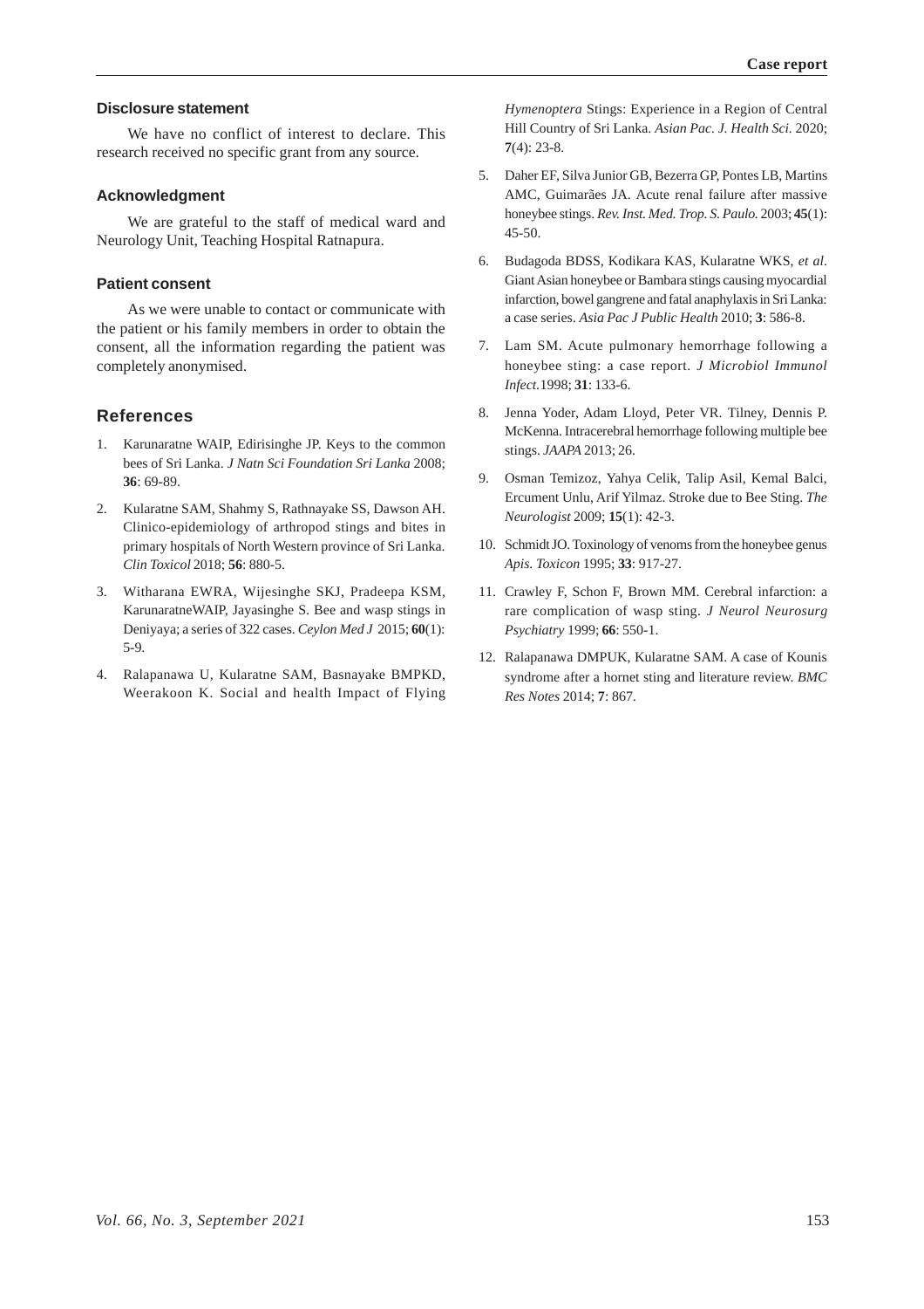### Disclosure statement

We have no conflict of interest to declare. This research received no specific grant from any source.

### Acknowledgment

We are grateful to the staff of medical ward and Neurology Unit, Teaching Hospital Ratnapura.

### Patient consent

As we were unable to contact or communicate with the patient or his family members in order to obtain the consent, all the information regarding the patient was completely anonymised.

## References

1. Karunaratne WAIP, Edirisinghe JP. Keys to the common bees of Sri Lanka. *J Natn Sci Foundation Sri Lanka* 2008; **36**: 69-89.
2. Kularatne SAM, Shahmy S, Rathnayake SS, Dawson AH. Clinico-epidemiology of arthropod stings and bites in primary hospitals of North Western province of Sri Lanka. *Clin Toxicol* 2018; **56**: 880-5.
3. Witharana EWRA, Wijesinghe SKJ, Pradeepa KSM, KarunaratneWAIP, Jayasinghe S. Bee and wasp stings in Deniyaya; a series of 322 cases. *Ceylon Med J* 2015; **60**(1): 5-9.
4. Ralapanawa U, Kularatne SAM, Basnayake BMPKD, Weerakoon K. Social and health Impact of Flying *Hymenoptera* Stings: Experience in a Region of Central Hill Country of Sri Lanka. *Asian Pac. J. Health Sci.* 2020; **7**(4): 23-8.
5. Daher EF, Silva Junior GB, Bezerra GP, Pontes LB, Martins AMC, Guimarães JA. Acute renal failure after massive honeybee stings. *Rev. Inst. Med. Trop. S. Paulo.* 2003; **45**(1): 45-50.
6. Budagoda BDSS, Kodikara KAS, Kularatne WKS, *et al*. Giant Asian honeybee or Bambara stings causing myocardial infarction, bowel gangrene and fatal anaphylaxis in Sri Lanka: a case series. *Asia Pac J Public Health* 2010; **3**: 586-8.
7. Lam SM. Acute pulmonary hemorrhage following a honeybee sting: a case report. *J Microbiol Immunol Infect.*1998; **31**: 133-6.
8. Jenna Yoder, Adam Lloyd, Peter VR. Tilney, Dennis P. McKenna. Intracerebral hemorrhage following multiple bee stings. *JAAPA* 2013; 26.
9. Osman Temizoz, Yahya Celik, Talip Asil, Kemal Balci, Ercument Unlu, Arif Yilmaz. Stroke due to Bee Sting. *The Neurologist* 2009; **15**(1): 42-3.
10. Schmidt JO. Toxinology of venoms from the honeybee genus *Apis. Toxicon* 1995; **33**: 917-27.
11. Crawley F, Schon F, Brown MM. Cerebral infarction: a rare complication of wasp sting. *J Neurol Neurosurg Psychiatry* 1999; **66**: 550-1.
12. Ralapanawa DMPUK, Kularatne SAM. A case of Kounis syndrome after a hornet sting and literature review. *BMC Res Notes* 2014; **7**: 867.